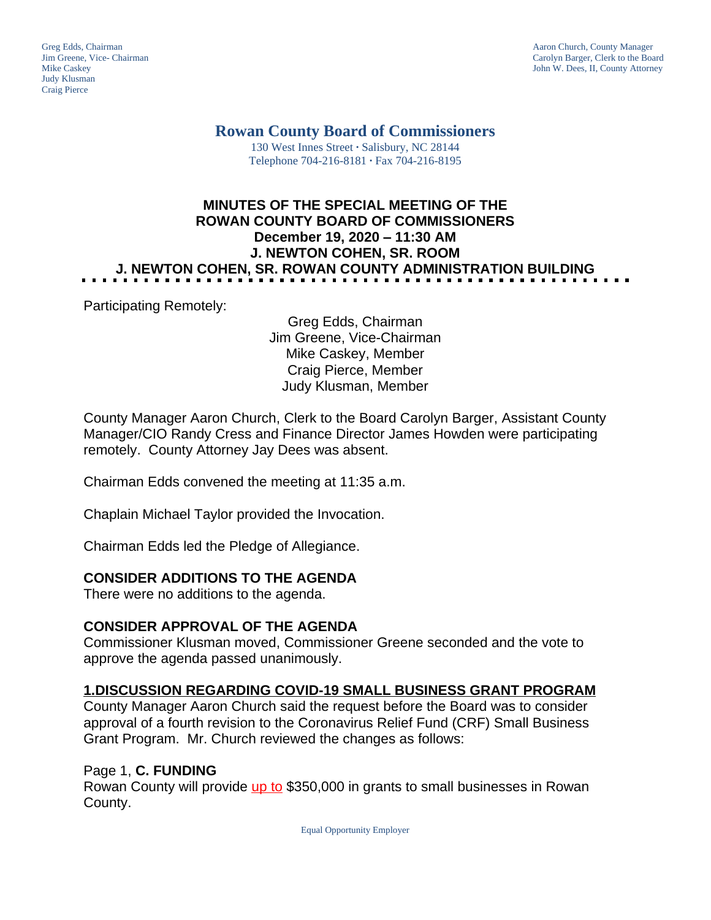Greg Edds, Chairman
Jim Greene, Vice- Chairman
Mike Caskey
Judy Klusman
Craig Pierce

Aaron Church, County Manager
Carolyn Barger, Clerk to the Board
John W. Dees, II, County Attorney

# Rowan County Board of Commissioners

130 West Innes Street · Salisbury, NC 28144
Telephone 704-216-8181 · Fax 704-216-8195

## MINUTES OF THE SPECIAL MEETING OF THE ROWAN COUNTY BOARD OF COMMISSIONERS
## December 19, 2020 – 11:30 AM
## J. NEWTON COHEN, SR. ROOM
## J. NEWTON COHEN, SR. ROWAN COUNTY ADMINISTRATION BUILDING

Participating Remotely:

Greg Edds, Chairman
Jim Greene, Vice-Chairman
Mike Caskey, Member
Craig Pierce, Member
Judy Klusman, Member

County Manager Aaron Church, Clerk to the Board Carolyn Barger, Assistant County Manager/CIO Randy Cress and Finance Director James Howden were participating remotely. County Attorney Jay Dees was absent.

Chairman Edds convened the meeting at 11:35 a.m.

Chaplain Michael Taylor provided the Invocation.

Chairman Edds led the Pledge of Allegiance.

### CONSIDER ADDITIONS TO THE AGENDA

There were no additions to the agenda.

### CONSIDER APPROVAL OF THE AGENDA

Commissioner Klusman moved, Commissioner Greene seconded and the vote to approve the agenda passed unanimously.

### 1.DISCUSSION REGARDING COVID-19 SMALL BUSINESS GRANT PROGRAM

County Manager Aaron Church said the request before the Board was to consider approval of a fourth revision to the Coronavirus Relief Fund (CRF) Small Business Grant Program. Mr. Church reviewed the changes as follows:

Page 1, **C. FUNDING**
Rowan County will provide up to $350,000 in grants to small businesses in Rowan County.

Equal Opportunity Employer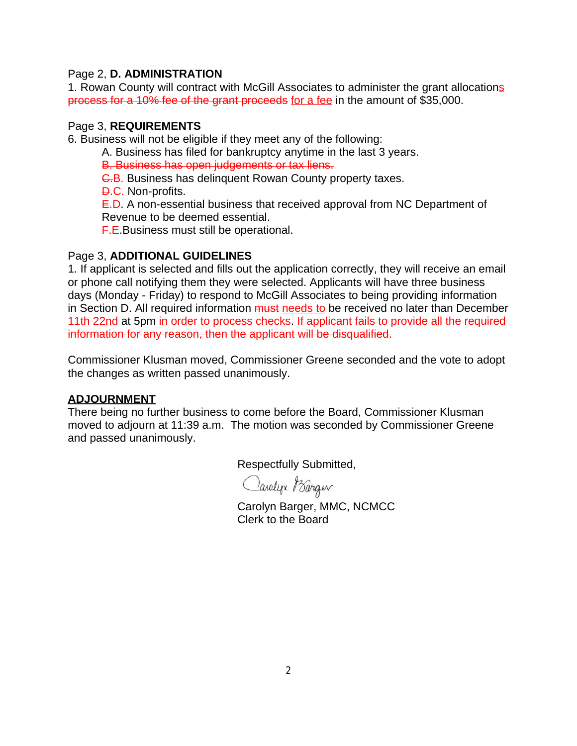Page 2, **D. ADMINISTRATION**

1. Rowan County will contract with McGill Associates to administer the grant allocation<u>s</u> ~~process for a 10% fee of the grant proceeds~~ <u>for a fee</u> in the amount of $35,000.

Page 3, **REQUIREMENTS**

6. Business will not be eligible if they meet any of the following:
   - A. Business has filed for bankruptcy anytime in the last 3 years.
   - ~~B. Business has open judgements or tax liens.~~
   - ~~C.~~B. Business has delinquent Rowan County property taxes.
   - ~~D.~~C. Non-profits.
   - ~~E.~~D. A non-essential business that received approval from NC Department of Revenue to be deemed essential.
   - ~~F.~~E.Business must still be operational.

Page 3, **ADDITIONAL GUIDELINES**

1. If applicant is selected and fills out the application correctly, they will receive an email or phone call notifying them they were selected. Applicants will have three business days (Monday - Friday) to respond to McGill Associates to being providing information in Section D. All required information ~~must~~ <u>needs to</u> be received no later than December ~~11th~~ <u>22nd</u> at 5pm <u>in order to process checks</u>. ~~If applicant fails to provide all the required information for any reason, then the applicant will be disqualified.~~

Commissioner Klusman moved, Commissioner Greene seconded and the vote to adopt the changes as written passed unanimously.

<u>**ADJOURNMENT**</u>

There being no further business to come before the Board, Commissioner Klusman moved to adjourn at 11:39 a.m. The motion was seconded by Commissioner Greene and passed unanimously.

Respectfully Submitted,

Carolyn Barger

Carolyn Barger, MMC, NCMCC
Clerk to the Board